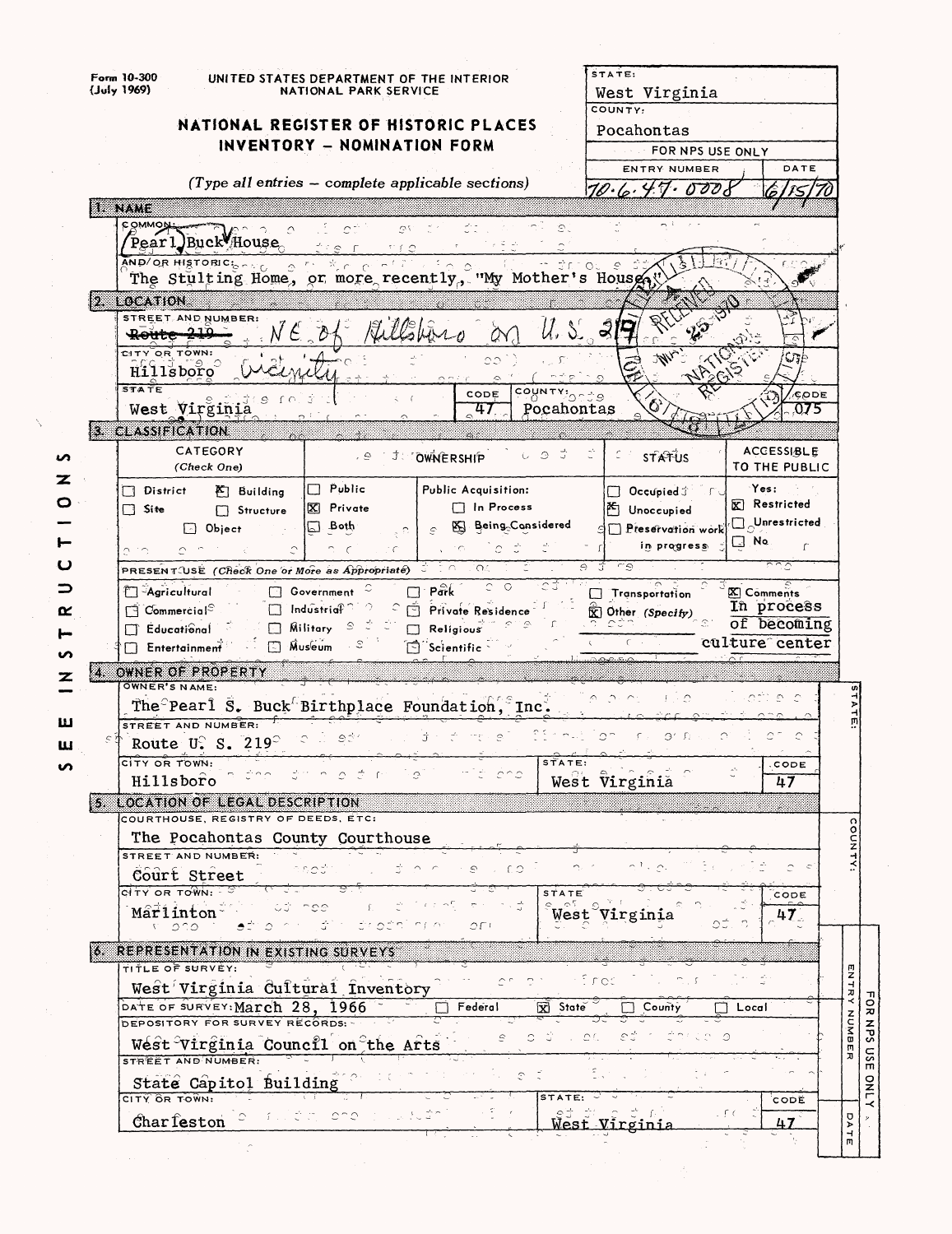Form 10-300
(July 1969)

UNITED STATES DEPARTMENT OF THE INTERIOR
NATIONAL PARK SERVICE

# NATIONAL REGISTER OF HISTORIC PLACES INVENTORY - NOMINATION FORM

*(Type all entries — complete applicable sections)*

| STATE: | |
|---|---|
| West Virginia | |
| COUNTY: | |
| Pocahontas | |
| FOR NPS USE ONLY | |
| ENTRY NUMBER | DATE |
| 70.6.47.0008 | 6/15/70 |

## 1. NAME

COMMON:
Pearl Buck House

AND/OR HISTORIC:
The Stulting Home, or more recently, "My Mother's House"

## 2. LOCATION

STREET AND NUMBER:
~~Route 219~~ NE of Hillsboro on U.S. 219

CITY OR TOWN:
Hillsboro vicinity

| STATE | CODE | COUNTY: | CODE |
|---|---|---|---|
| West Virginia | 47 | Pocahontas | 075 |

## 3. CLASSIFICATION

| CATEGORY (Check One) | OWNERSHIP | | STATUS | ACCESSIBLE TO THE PUBLIC |
|---|---|---|---|---|
| ☐ District ☒ Building | ☐ Public | Public Acquisition: | ☐ Occupied | Yes: |
| ☐ Site ☐ Structure | ☒ Private | ☐ In Process | ☒ Unoccupied | ☒ Restricted |
| ☐ Object | ☐ Both | ☒ Being Considered | ☐ Preservation work in progress | ☐ Unrestricted |
| | | | | ☐ No |

PRESENT USE (Check One or More as Appropriate)

| | | | | |
|---|---|---|---|---|
| ☐ Agricultural | ☐ Government | ☐ Park | ☐ Transportation | ☒ Comments |
| ☐ Commercial | ☐ Industrial | ☐ Private Residence | ☒ Other (Specify) | In process of becoming culture center |
| ☐ Educational | ☐ Military | ☐ Religious | | |
| ☐ Entertainment | ☐ Museum | ☐ Scientific | | |

## 4. OWNER OF PROPERTY

OWNER'S NAME:
The Pearl S. Buck Birthplace Foundation, Inc.

STREET AND NUMBER:
Route U. S. 219

| CITY OR TOWN: | STATE: | CODE |
|---|---|---|
| Hillsboro | West Virginia | 47 |

## 5. LOCATION OF LEGAL DESCRIPTION

COURTHOUSE, REGISTRY OF DEEDS, ETC:
The Pocahontas County Courthouse

STREET AND NUMBER:
Court Street

| CITY OR TOWN: | STATE | CODE |
|---|---|---|
| Marlinton | West Virginia | 47 |

## 6. REPRESENTATION IN EXISTING SURVEYS

TITLE OF SURVEY:
West Virginia Cultural Inventory

DATE OF SURVEY: March 28, 1966 ☐ Federal ☒ State ☐ County ☐ Local

DEPOSITORY FOR SURVEY RECORDS:
West Virginia Council on the Arts

STREET AND NUMBER:
State Capitol Building

| CITY OR TOWN: | STATE: | CODE |
|---|---|---|
| Charleston | West Virginia | 47 |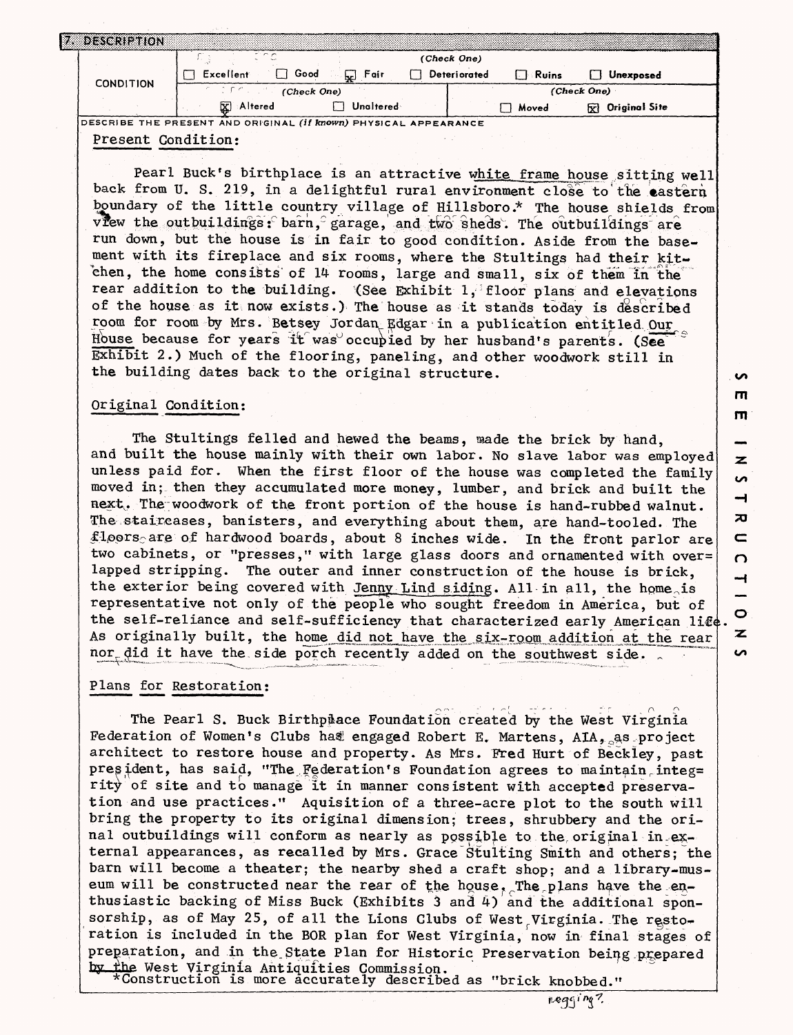## 7. DESCRIPTION

| CONDITION | (Check One) | | | | | |
|---|---|---|---|---|---|---|
| | ☐ Excellent | ☐ Good | ☒ Fair | ☐ Deteriorated | ☐ Ruins | ☐ Unexposed |
| | (Check One) | | | (Check One) | | |
| | ☒ Altered | ☐ Unaltered | | ☐ Moved | ☒ Original Site | |

DESCRIBE THE PRESENT AND ORIGINAL *(if known)* PHYSICAL APPEARANCE

Present Condition:

Pearl Buck's birthplace is an attractive white frame house sitting well back from U. S. 219, in a delightful rural environment close to the eastern boundary of the little country village of Hillsboro.* The house shields from view the outbuildings: barn, garage, and two sheds. The outbuildings are run down, but the house is in fair to good condition. Aside from the basement with its fireplace and six rooms, where the Stultings had their kitchen, the home consists of 14 rooms, large and small, six of them in the rear addition to the building. (See Exhibit 1, floor plans and elevations of the house as it now exists.) The house as it stands today is described room for room by Mrs. Betsey Jordan Edgar in a publication entitled Our House because for years it was occupied by her husband's parents. (See Exhibit 2.) Much of the flooring, paneling, and other woodwork still in the building dates back to the original structure.

Original Condition:

The Stultings felled and hewed the beams, made the brick by hand, and built the house mainly with their own labor. No slave labor was employed unless paid for. When the first floor of the house was completed the family moved in; then they accumulated more money, lumber, and brick and built the next. The woodwork of the front portion of the house is hand-rubbed walnut. The staircases, banisters, and everything about them, are hand-tooled. The floors are of hardwood boards, about 8 inches wide. In the front parlor are two cabinets, or "presses," with large glass doors and ornamented with over-lapped stripping. The outer and inner construction of the house is brick, the exterior being covered with Jenny Lind siding. All in all, the home is representative not only of the people who sought freedom in America, but of the self-reliance and self-sufficiency that characterized early American life. As originally built, the home did not have the six-room addition at the rear nor did it have the side porch recently added on the southwest side.

Plans for Restoration:

The Pearl S. Buck Birthplace Foundation created by the West Virginia Federation of Women's Clubs has engaged Robert E. Martens, AIA, as project architect to restore house and property. As Mrs. Fred Hurt of Beckley, past president, has said, "The Federation's Foundation agrees to maintain integrity of site and to manage it in manner consistent with accepted preservation and use practices." Aquisition of a three-acre plot to the south will bring the property to its original dimension; trees, shrubbery and the orinal outbuildings will conform as nearly as possible to the original in external appearances, as recalled by Mrs. Grace Stulting Smith and others; the barn will become a theater; the nearby shed a craft shop; and a library-museum will be constructed near the rear of the house. The plans have the enthusiastic backing of Miss Buck (Exhibits 3 and 4) and the additional sponsorship, as of May 25, of all the Lions Clubs of West Virginia. The restoration is included in the BOR plan for West Virginia, now in final stages of preparation, and in the State Plan for Historic Preservation being prepared by the West Virginia Antiquities Commission.

*Construction is more accurately described as "brick knobbed."

pegging?

SEE INSTRUCTIONS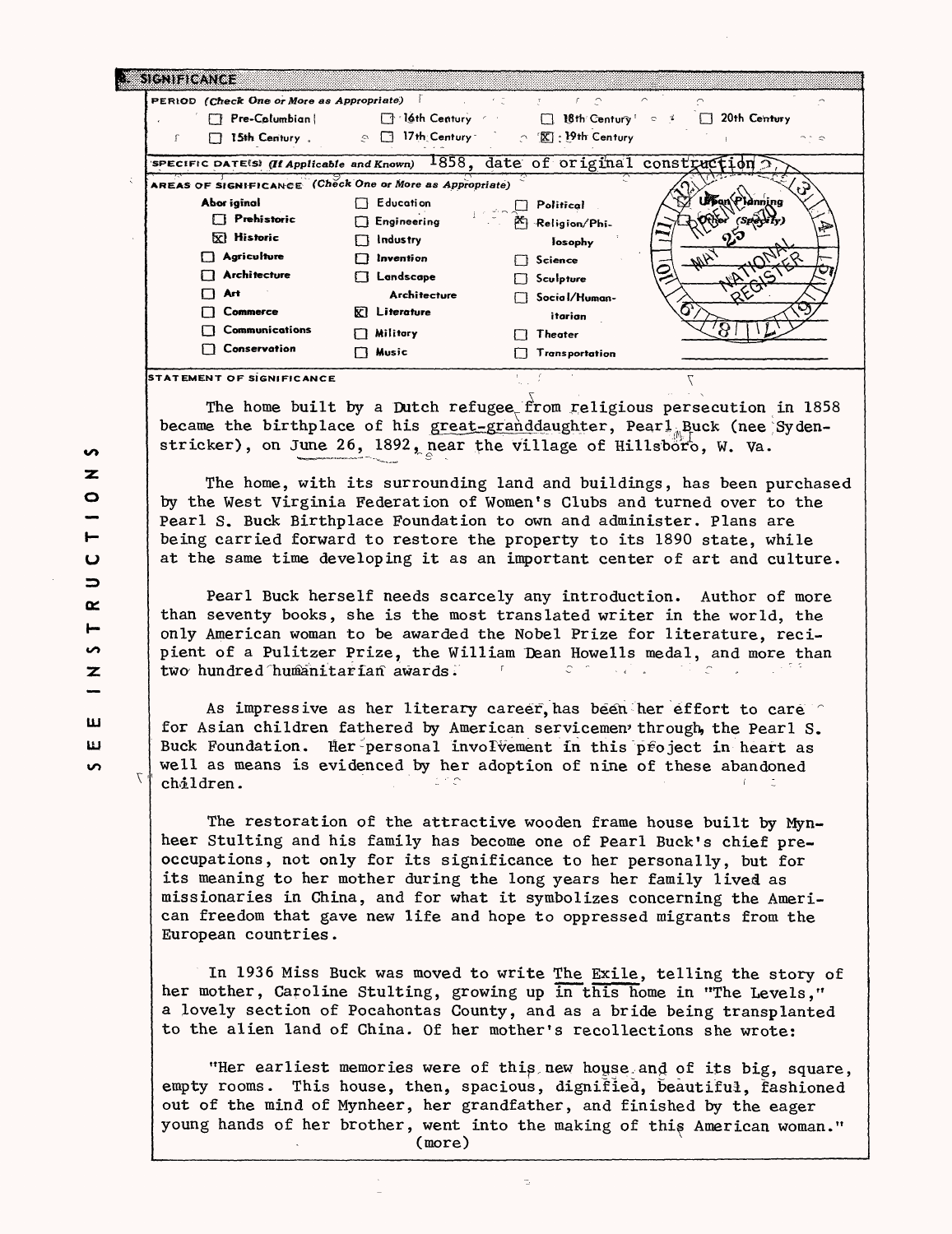## 8. SIGNIFICANCE

**PERIOD** *(Check One or More as Appropriate)*

- [ ] Pre-Columbian
- [ ] 15th Century
- [ ] 16th Century
- [ ] 17th Century
- [ ] 18th Century
- [x] 19th Century
- [ ] 20th Century

**SPECIFIC DATE(S)** *(If Applicable and Known)* 1858, date of original construction

**AREAS OF SIGNIFICANCE** *(Check One or More as Appropriate)*

- Aboriginal
  - [ ] Prehistoric
  - [x] Historic
- [ ] Agriculture
- [ ] Architecture
- [ ] Art
- [ ] Commerce
- [ ] Communications
- [ ] Conservation
- [ ] Education
- [ ] Engineering
- [ ] Industry
- [ ] Invention
- [ ] Landscape Architecture
- [x] Literature
- [ ] Military
- [ ] Music
- [ ] Political
- [x] Religion/Philosophy
- [ ] Science
- [ ] Sculpture
- [ ] Social/Humanitarian
- [ ] Theater
- [ ] Transportation
- [ ] Urban Planning
- [ ] Other (Specify)

RECEIVED MAY 25 1970 NATIONAL REGISTER

**STATEMENT OF SIGNIFICANCE**

The home built by a Dutch refugee from religious persecution in 1858 became the birthplace of his great-granddaughter, Pearl Buck (nee Sydenstricker), on June 26, 1892, near the village of Hillsboro, W. Va.

The home, with its surrounding land and buildings, has been purchased by the West Virginia Federation of Women's Clubs and turned over to the Pearl S. Buck Birthplace Foundation to own and administer. Plans are being carried forward to restore the property to its 1890 state, while at the same time developing it as an important center of art and culture.

Pearl Buck herself needs scarcely any introduction. Author of more than seventy books, she is the most translated writer in the world, the only American woman to be awarded the Nobel Prize for literature, recipient of a Pulitzer Prize, the William Dean Howells medal, and more than two hundred humanitarian awards.

As impressive as her literary career, has been her effort to care for Asian children fathered by American servicemen through the Pearl S. Buck Foundation. Her personal involvement in this project in heart as well as means is evidenced by her adoption of nine of these abandoned children.

The restoration of the attractive wooden frame house built by Mynheer Stulting and his family has become one of Pearl Buck's chief preoccupations, not only for its significance to her personally, but for its meaning to her mother during the long years her family lived as missionaries in China, and for what it symbolizes concerning the American freedom that gave new life and hope to oppressed migrants from the European countries.

In 1936 Miss Buck was moved to write The Exile, telling the story of her mother, Caroline Stulting, growing up in this home in "The Levels," a lovely section of Pocahontas County, and as a bride being transplanted to the alien land of China. Of her mother's recollections she wrote:

"Her earliest memories were of this new house and of its big, square, empty rooms. This house, then, spacious, dignified, beautiful, fashioned out of the mind of Mynheer, her grandfather, and finished by the eager young hands of her brother, went into the making of this American woman."

(more)

SEE INSTRUCTIONS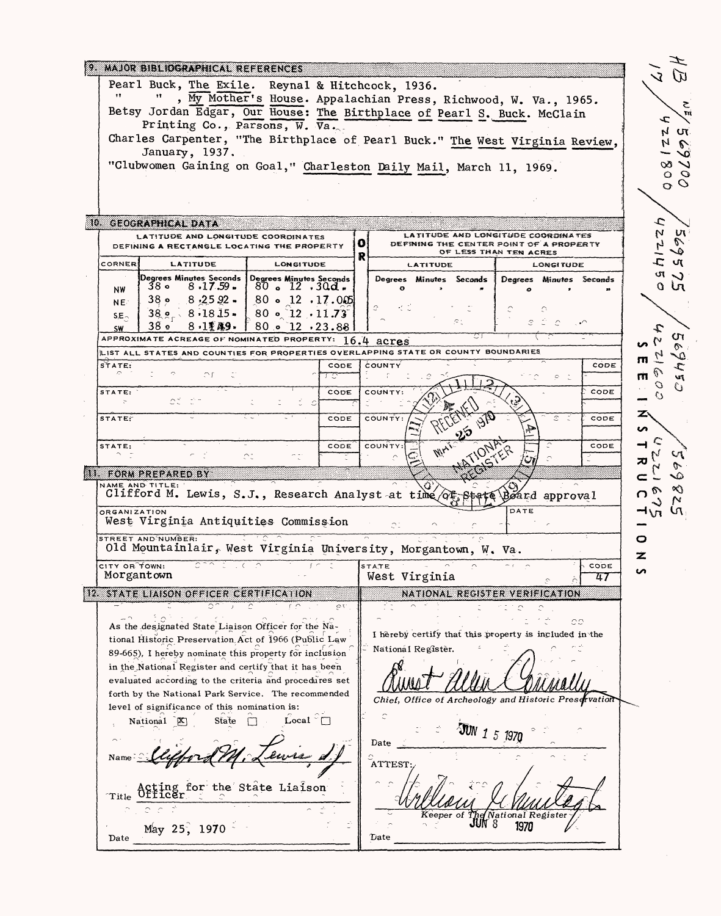## 9. MAJOR BIBLIOGRAPHICAL REFERENCES

Pearl Buck, The Exile. Reynal & Hitchcock, 1936.

" " , My Mother's House. Appalachian Press, Richwood, W. Va., 1965.

Betsy Jordan Edgar, Our House: The Birthplace of Pearl S. Buck. McClain Printing Co., Parsons, W. Va.

Charles Carpenter, "The Birthplace of Pearl Buck." The West Virginia Review, January, 1937.

"Clubwomen Gaining on Goal," Charleston Daily Mail, March 11, 1969.

## 10. GEOGRAPHICAL DATA

| LATITUDE AND LONGITUDE COORDINATES DEFINING A RECTANGLE LOCATING THE PROPERTY | | | OR | LATITUDE AND LONGITUDE COORDINATES DEFINING THE CENTER POINT OF A PROPERTY OF LESS THAN TEN ACRES | |
|---|---|---|---|---|---|
| CORNER | LATITUDE | LONGITUDE | | LATITUDE | LONGITUDE |
| | Degrees Minutes Seconds | Degrees Minutes Seconds | | Degrees Minutes Seconds | Degrees Minutes Seconds |
| NW | 38 ° 8 '17.59" | 80 ° 12 '30d" | | ° ' " | ° ' " |
| NE | 38 ° 8 '25.92" | 80 ° 12 '17.005" | | | |
| SE | 38 ° 8 '18.15" | 80 ° 12 '11.73" | | | |
| SW | 38 ° 8 '11.49" | 80 ° 12 '23.88" | | | |

APPROXIMATE ACREAGE OF NOMINATED PROPERTY: 16.4 acres

LIST ALL STATES AND COUNTIES FOR PROPERTIES OVERLAPPING STATE OR COUNTY BOUNDARIES

| STATE: | CODE | COUNTY | CODE |
|---|---|---|---|
| STATE: | CODE | COUNTY: | CODE |
| STATE: | CODE | COUNTY: | CODE |
| STATE: | CODE | COUNTY: | CODE |

RECEIVED MAY 25 1970 NATIONAL REGISTER

## 11. FORM PREPARED BY

NAME AND TITLE: Clifford M. Lewis, S.J., Research Analyst at time of State Board approval

ORGANIZATION: West Virginia Antiquities Commission

DATE:

STREET AND NUMBER: Old Mountainlair, West Virginia University, Morgantown, W. Va.

CITY OR TOWN: Morgantown

STATE: West Virginia

CODE: 47

## 12. STATE LIAISON OFFICER CERTIFICATION

As the designated State Liaison Officer for the National Historic Preservation Act of 1966 (Public Law 89-665), I hereby nominate this property for inclusion in the National Register and certify that it has been evaluated according to the criteria and procedures set forth by the National Park Service. The recommended level of significance of this nomination is:

National [X] State [ ] Local [ ]

Name: Clifford M. Lewis, S.J.

Title: Acting for the State Liaison Officer

Date: May 25, 1970

## NATIONAL REGISTER VERIFICATION

I hereby certify that this property is included in the National Register.

Ernest Allen Connally

Chief, Office of Archeology and Historic Preservation

Date: JUN 15 1970

ATTEST:

William J. Murtagh

Keeper of The National Register

Date: JUN 8 1970

SEE INSTRUCTIONS

17 4221800 569700 / 4221450 569575 / 4221600 569450 / 4221675 569825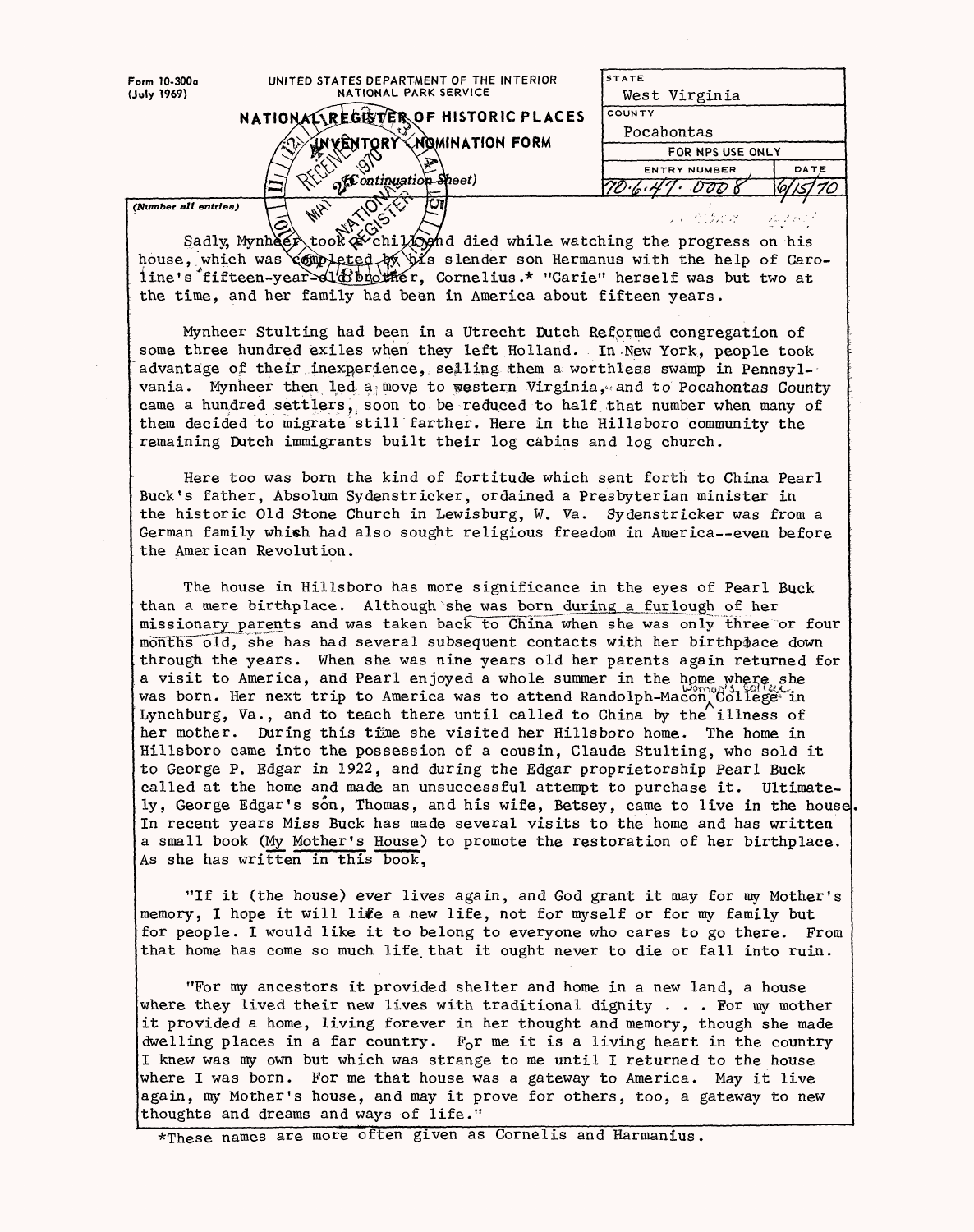Form 10-300a
(July 1969)

UNITED STATES DEPARTMENT OF THE INTERIOR
NATIONAL PARK SERVICE

# NATIONAL REGISTER OF HISTORIC PLACES
## INVENTORY - NOMINATION FORM
(Continuation Sheet)

| STATE | |
|---|---|
| West Virginia | |
| COUNTY | |
| Pocahontas | |
| FOR NPS USE ONLY | |
| ENTRY NUMBER | DATE |
| 70.6.47.0008 | 6/15/70 |

(Number all entries)

Sadly, Mynheer took a chill and died while watching the progress on his house, which was completed by his slender son Hermanus with the help of Caroline's fifteen-year-old brother, Cornelius.* "Carie" herself was but two at the time, and her family had been in America about fifteen years.

Mynheer Stulting had been in a Utrecht Dutch Reformed congregation of some three hundred exiles when they left Holland. In New York, people took advantage of their inexperience, selling them a worthless swamp in Pennsylvania. Mynheer then led a move to western Virginia, and to Pocahontas County came a hundred settlers, soon to be reduced to half that number when many of them decided to migrate still farther. Here in the Hillsboro community the remaining Dutch immigrants built their log cabins and log church.

Here too was born the kind of fortitude which sent forth to China Pearl Buck's father, Absolum Sydenstricker, ordained a Presbyterian minister in the historic Old Stone Church in Lewisburg, W. Va. Sydenstricker was from a German family which had also sought religious freedom in America--even before the American Revolution.

The house in Hillsboro has more significance in the eyes of Pearl Buck than a mere birthplace. Although she was born during a furlough of her missionary parents and was taken back to China when she was only three or four months old, she has had several subsequent contacts with her birthplace down through the years. When she was nine years old her parents again returned for a visit to America, and Pearl enjoyed a whole summer in the home where she was born. Her next trip to America was to attend Randolph-Macon Woman's College in Lynchburg, Va., and to teach there until called to China by the illness of her mother. During this time she visited her Hillsboro home. The home in Hillsboro came into the possession of a cousin, Claude Stulting, who sold it to George P. Edgar in 1922, and during the Edgar proprietorship Pearl Buck called at the home and made an unsuccessful attempt to purchase it. Ultimately, George Edgar's son, Thomas, and his wife, Betsey, came to live in the house. In recent years Miss Buck has made several visits to the home and has written a small book (My Mother's House) to promote the restoration of her birthplace. As she has written in this book,

"If it (the house) ever lives again, and God grant it may for my Mother's memory, I hope it will live a new life, not for myself or for my family but for people. I would like it to belong to everyone who cares to go there. From that home has come so much life that it ought never to die or fall into ruin.

"For my ancestors it provided shelter and home in a new land, a house where they lived their new lives with traditional dignity . . . For my mother it provided a home, living forever in her thought and memory, though she made dwelling places in a far country. For me it is a living heart in the country I knew was my own but which was strange to me until I returned to the house where I was born. For me that house was a gateway to America. May it live again, my Mother's house, and may it prove for others, too, a gateway to new thoughts and dreams and ways of life."

*These names are more often given as Cornelis and Harmanius.